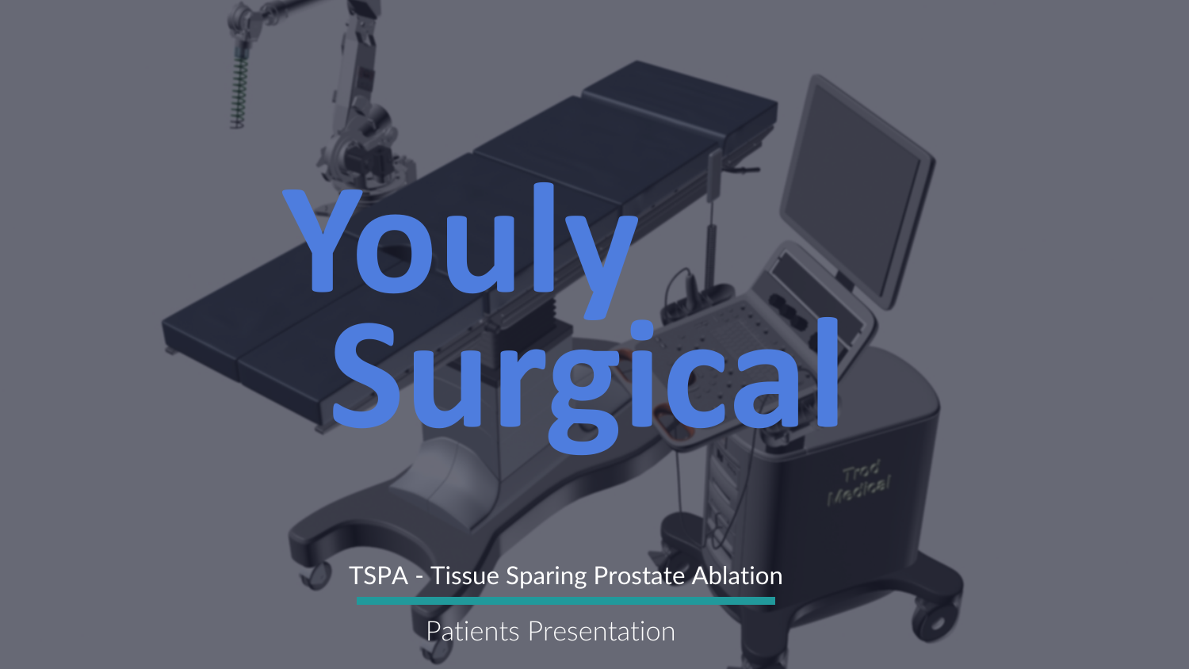# Youly Surgical

## TSPA - Tissue Sparing Prostate Ablation

Patients Presentation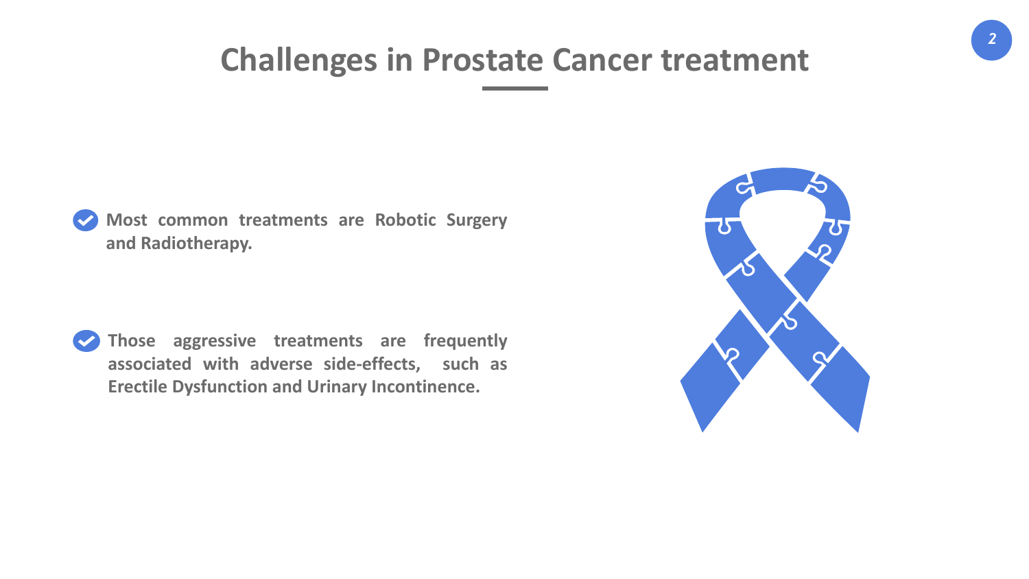# Challenges in Prostate Cancer treatment

- **Most common treatments are Robotic Surgery and Radiotherapy.**
- **Those aggressive treatments are frequently associated with adverse side-effects, such as Erectile Dysfunction and Urinary Incontinence.**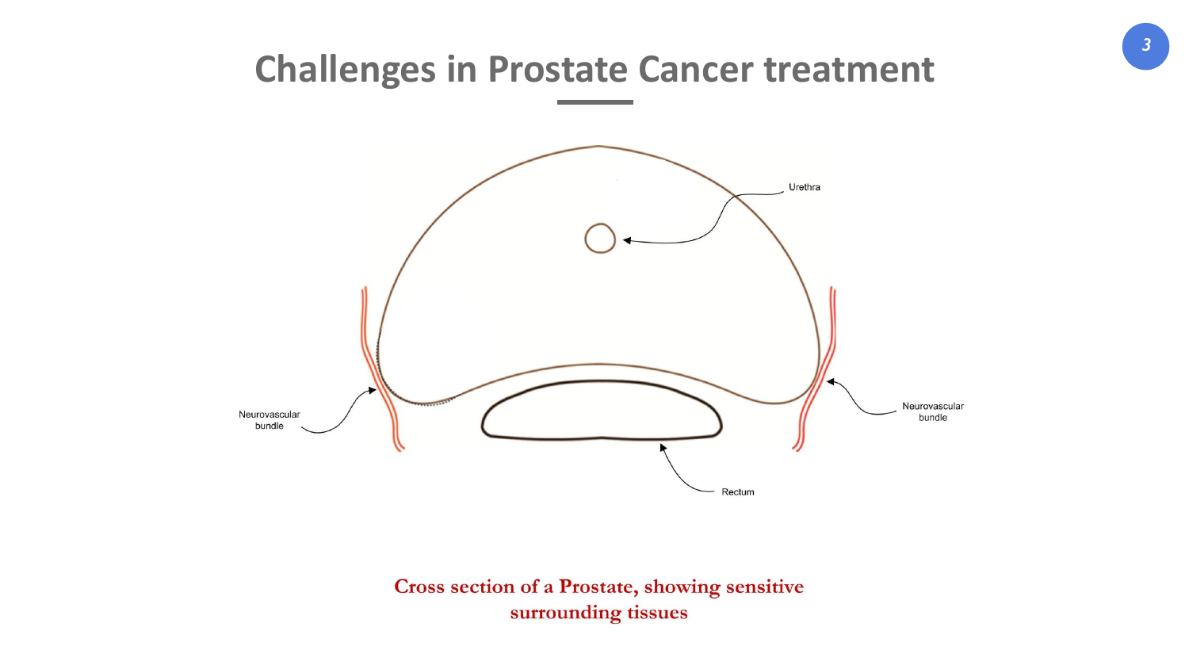# Challenges in Prostate Cancer treatment

Urethra

Neurovascular bundle

Neurovascular bundle

Rectum

Cross section of a Prostate, showing sensitive surrounding tissues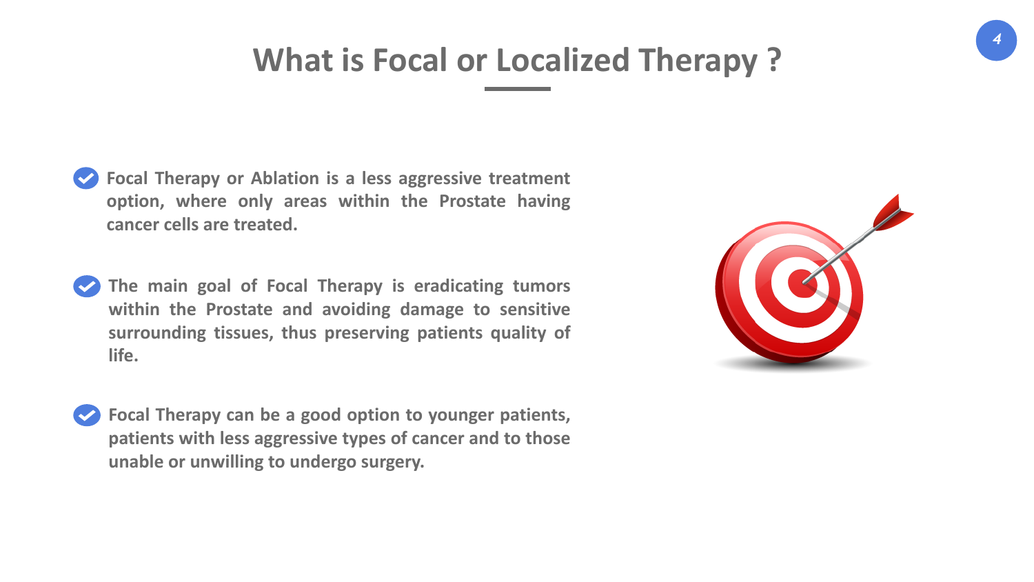# What is Focal or Localized Therapy ?

- Focal Therapy or Ablation is a less aggressive treatment option, where only areas within the Prostate having cancer cells are treated.
- The main goal of Focal Therapy is eradicating tumors within the Prostate and avoiding damage to sensitive surrounding tissues, thus preserving patients quality of life.
- Focal Therapy can be a good option to younger patients, patients with less aggressive types of cancer and to those unable or unwilling to undergo surgery.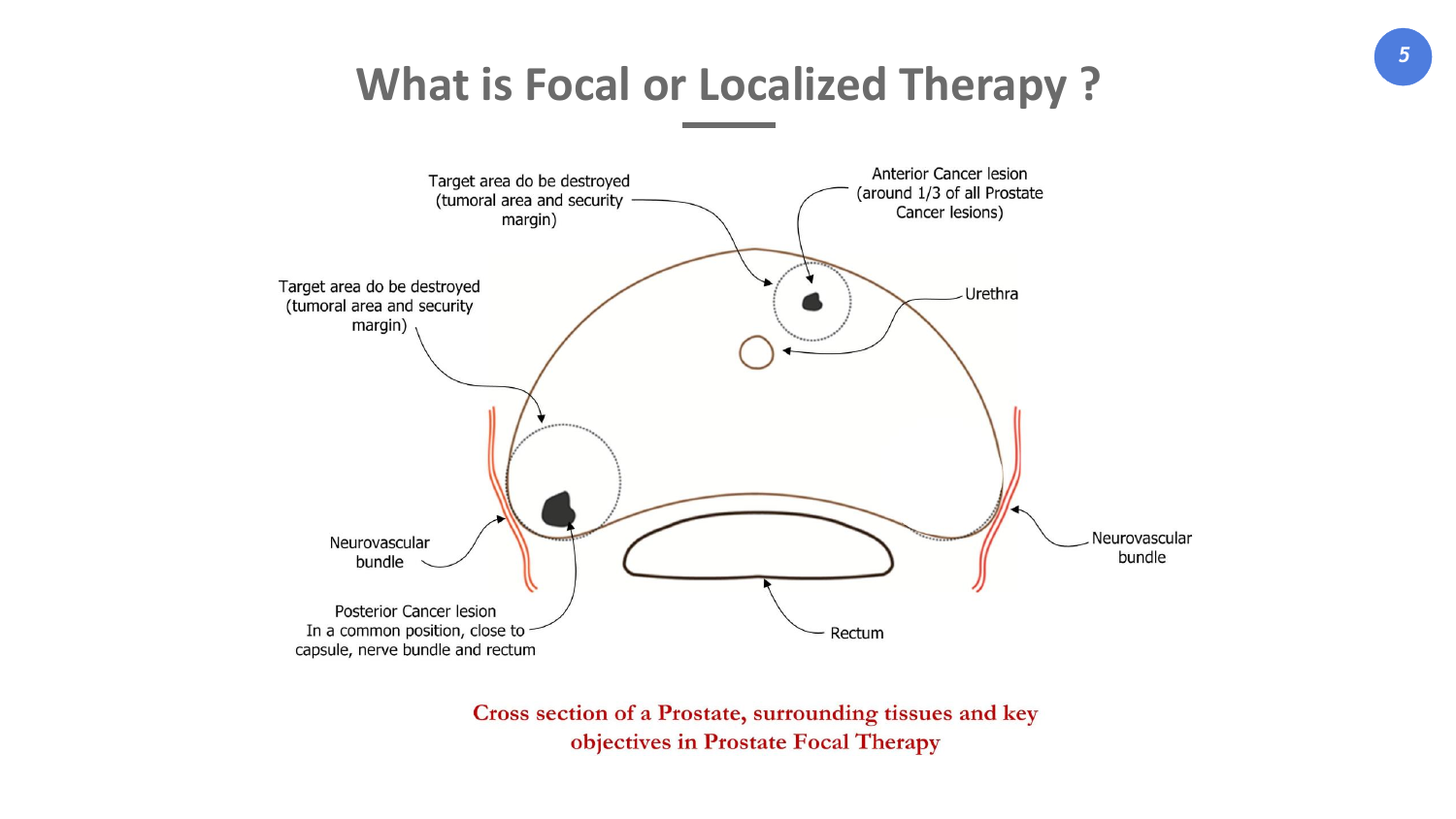# What is Focal or Localized Therapy ?

Target area do be destroyed (tumoral area and security margin)

Anterior Cancer lesion (around 1/3 of all Prostate Cancer lesions)

Target area do be destroyed (tumoral area and security margin)

Urethra

Neurovascular bundle

Neurovascular bundle

Posterior Cancer lesion
In a common position, close to capsule, nerve bundle and rectum

Rectum

**Cross section of a Prostate, surrounding tissues and key objectives in Prostate Focal Therapy**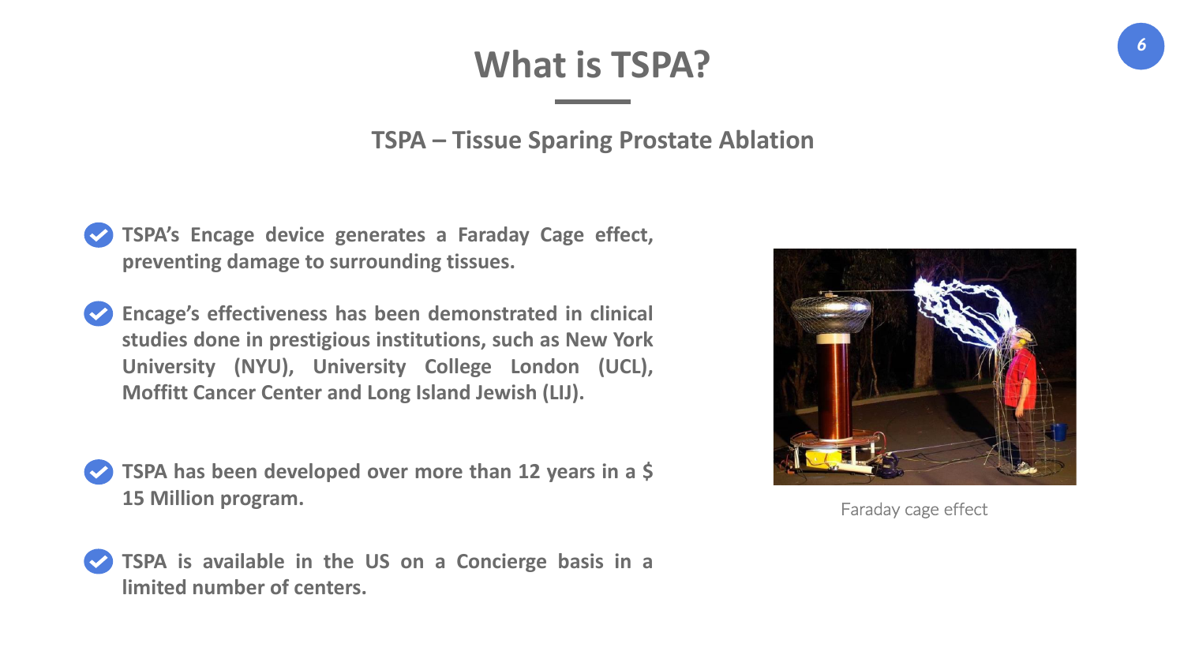# What is TSPA?

## TSPA – Tissue Sparing Prostate Ablation

- **TSPA's Encage device generates a Faraday Cage effect, preventing damage to surrounding tissues.**
- **Encage's effectiveness has been demonstrated in clinical studies done in prestigious institutions, such as New York University (NYU), University College London (UCL), Moffitt Cancer Center and Long Island Jewish (LIJ).**
- **TSPA has been developed over more than 12 years in a $ 15 Million program.**
- **TSPA is available in the US on a Concierge basis in a limited number of centers.**

Faraday cage effect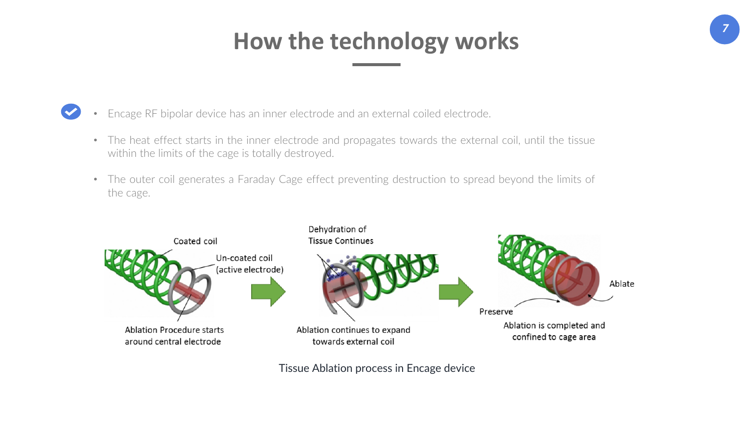# How the technology works

- Encage RF bipolar device has an inner electrode and an external coiled electrode.
- The heat effect starts in the inner electrode and propagates towards the external coil, until the tissue within the limits of the cage is totally destroyed.
- The outer coil generates a Faraday Cage effect preventing destruction to spread beyond the limits of the cage.

Coated coil

Un-coated coil (active electrode)

Ablation Procedure starts around central electrode

Dehydration of Tissue Continues

Ablation continues to expand towards external coil

Ablate

Preserve

Ablation is completed and confined to cage area

Tissue Ablation process in Encage device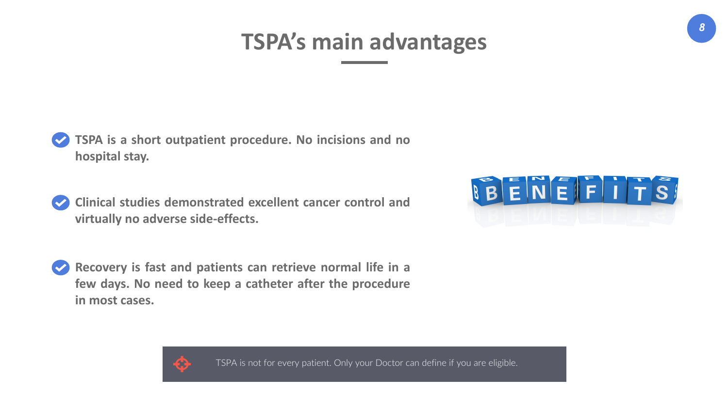# TSPA's main advantages

- **TSPA is a short outpatient procedure. No incisions and no hospital stay.**
- **Clinical studies demonstrated excellent cancer control and virtually no adverse side-effects.**
- **Recovery is fast and patients can retrieve normal life in a few days. No need to keep a catheter after the procedure in most cases.**

TSPA is not for every patient. Only your Doctor can define if you are eligible.